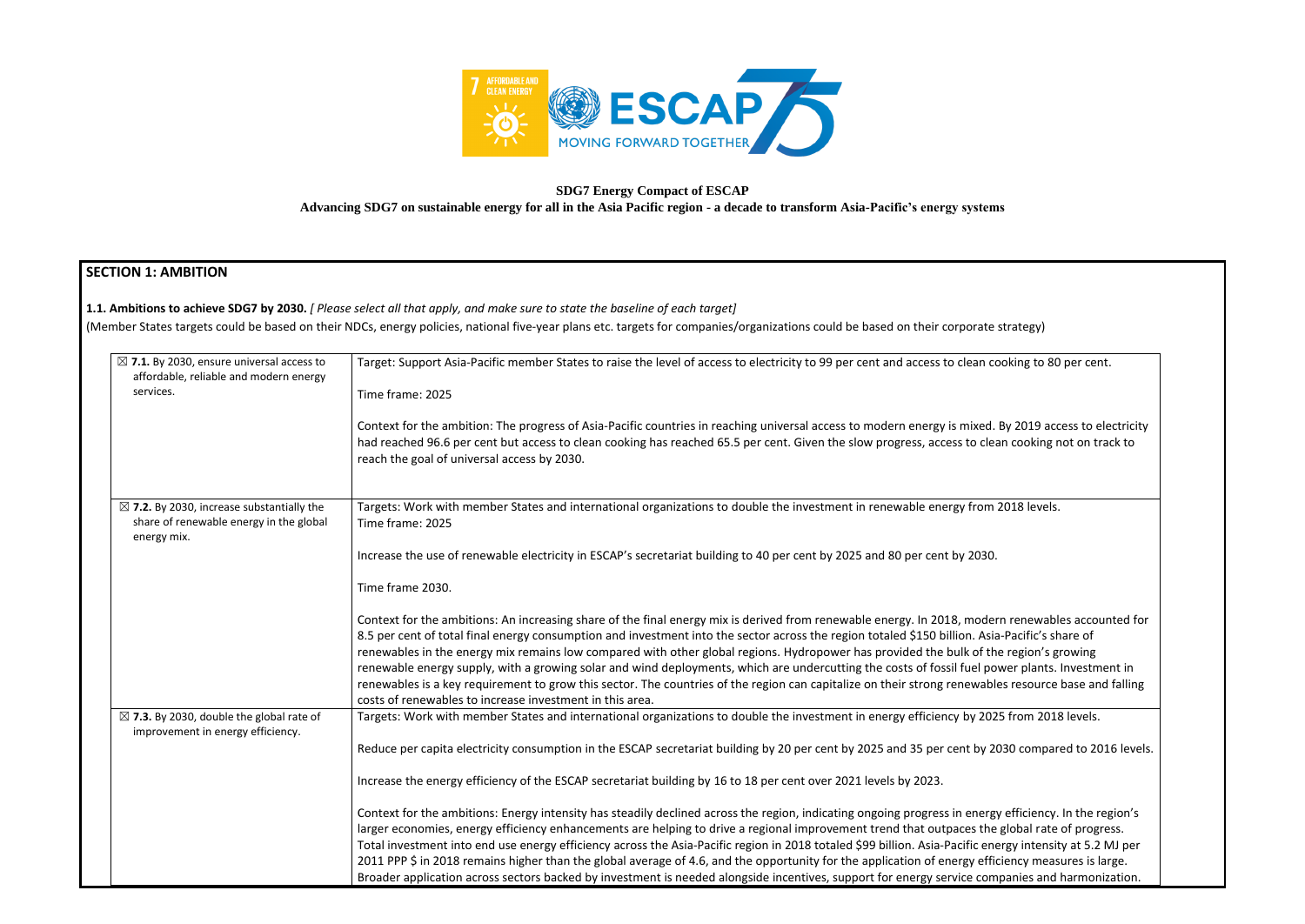**SDG7 Energy Compact of ESCAP**

**Advancing SDG7 on sustainable energy for all in the Asia Pacific region - a decade to transform Asia-Pacific's energy systems**

## SECTION 1: AMBITION

**1.1. Ambitions to achieve SDG7 by 2030.** *[ Please select all that apply, and make sure to state the baseline of each target]*

(Member States targets could be based on their NDCs, energy policies, national five-year plans etc. targets for companies/organizations could be based on their corporate strategy)

| | |
|---|---|
| ☒ **7.1.** By 2030, ensure universal access to affordable, reliable and modern energy services. | Target: Support Asia-Pacific member States to raise the level of access to electricity to 99 per cent and access to clean cooking to 80 per cent.<br><br>Time frame: 2025<br><br>Context for the ambition: The progress of Asia-Pacific countries in reaching universal access to modern energy is mixed. By 2019 access to electricity had reached 96.6 per cent but access to clean cooking has reached 65.5 per cent. Given the slow progress, access to clean cooking not on track to reach the goal of universal access by 2030. |
| ☒ **7.2.** By 2030, increase substantially the share of renewable energy in the global energy mix. | Targets: Work with member States and international organizations to double the investment in renewable energy from 2018 levels.<br>Time frame: 2025<br><br>Increase the use of renewable electricity in ESCAP's secretariat building to 40 per cent by 2025 and 80 per cent by 2030.<br><br>Time frame 2030.<br><br>Context for the ambitions: An increasing share of the final energy mix is derived from renewable energy. In 2018, modern renewables accounted for 8.5 per cent of total final energy consumption and investment into the sector across the region totaled $150 billion. Asia-Pacific's share of renewables in the energy mix remains low compared with other global regions. Hydropower has provided the bulk of the region's growing renewable energy supply, with a growing solar and wind deployments, which are undercutting the costs of fossil fuel power plants. Investment in renewables is a key requirement to grow this sector. The countries of the region can capitalize on their strong renewables resource base and falling costs of renewables to increase investment in this area. |
| ☒ **7.3.** By 2030, double the global rate of improvement in energy efficiency. | Targets: Work with member States and international organizations to double the investment in energy efficiency by 2025 from 2018 levels.<br><br>Reduce per capita electricity consumption in the ESCAP secretariat building by 20 per cent by 2025 and 35 per cent by 2030 compared to 2016 levels.<br><br>Increase the energy efficiency of the ESCAP secretariat building by 16 to 18 per cent over 2021 levels by 2023.<br><br>Context for the ambitions: Energy intensity has steadily declined across the region, indicating ongoing progress in energy efficiency. In the region's larger economies, energy efficiency enhancements are helping to drive a regional improvement trend that outpaces the global rate of progress. Total investment into end use energy efficiency across the Asia-Pacific region in 2018 totaled $99 billion. Asia-Pacific energy intensity at 5.2 MJ per 2011 PPP $ in 2018 remains higher than the global average of 4.6, and the opportunity for the application of energy efficiency measures is large. Broader application across sectors backed by investment is needed alongside incentives, support for energy service companies and harmonization. |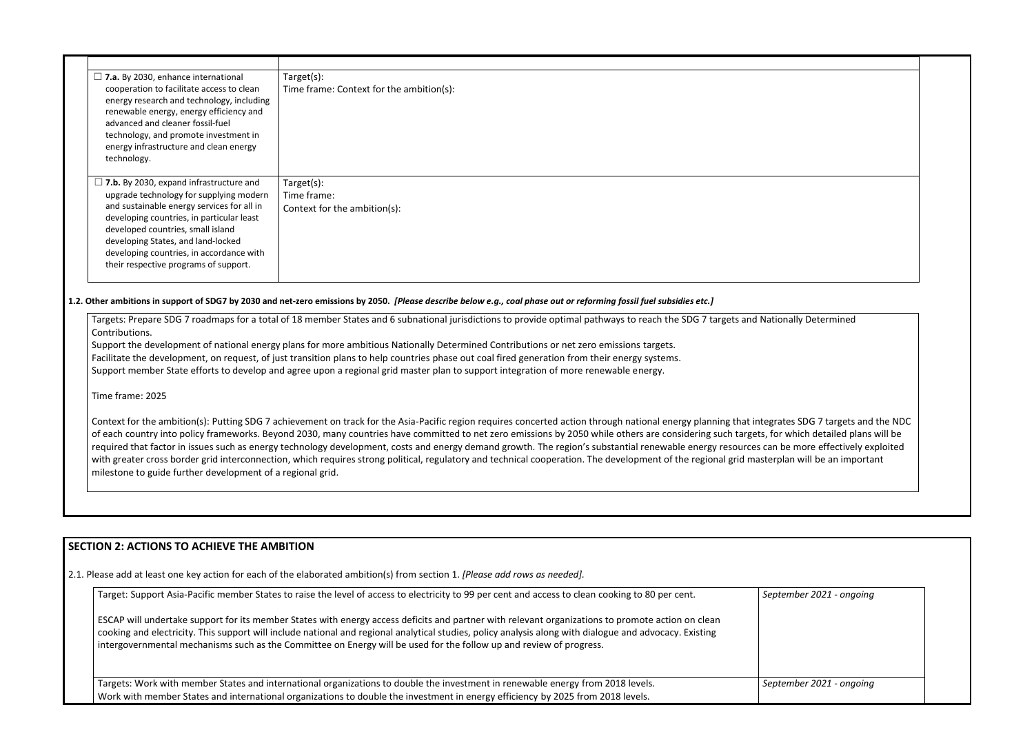| | |
|---|---|
| ☐ **7.a.** By 2030, enhance international cooperation to facilitate access to clean energy research and technology, including renewable energy, energy efficiency and advanced and cleaner fossil-fuel technology, and promote investment in energy infrastructure and clean energy technology. | Target(s):<br>Time frame: Context for the ambition(s): |
| ☐ **7.b.** By 2030, expand infrastructure and upgrade technology for supplying modern and sustainable energy services for all in developing countries, in particular least developed countries, small island developing States, and land-locked developing countries, in accordance with their respective programs of support. | Target(s):<br>Time frame:<br>Context for the ambition(s): |

**1.2. Other ambitions in support of SDG7 by 2030 and net-zero emissions by 2050.** ***[Please describe below e.g., coal phase out or reforming fossil fuel subsidies etc.]***

Targets: Prepare SDG 7 roadmaps for a total of 18 member States and 6 subnational jurisdictions to provide optimal pathways to reach the SDG 7 targets and Nationally Determined Contributions.
Support the development of national energy plans for more ambitious Nationally Determined Contributions or net zero emissions targets.
Facilitate the development, on request, of just transition plans to help countries phase out coal fired generation from their energy systems.
Support member State efforts to develop and agree upon a regional grid master plan to support integration of more renewable energy.

Time frame: 2025

Context for the ambition(s): Putting SDG 7 achievement on track for the Asia-Pacific region requires concerted action through national energy planning that integrates SDG 7 targets and the NDC of each country into policy frameworks. Beyond 2030, many countries have committed to net zero emissions by 2050 while others are considering such targets, for which detailed plans will be required that factor in issues such as energy technology development, costs and energy demand growth. The region's substantial renewable energy resources can be more effectively exploited with greater cross border grid interconnection, which requires strong political, regulatory and technical cooperation. The development of the regional grid masterplan will be an important milestone to guide further development of a regional grid.

## SECTION 2: ACTIONS TO ACHIEVE THE AMBITION

2.1. Please add at least one key action for each of the elaborated ambition(s) from section 1. *[Please add rows as needed].*

| | |
|---|---|
| Target: Support Asia-Pacific member States to raise the level of access to electricity to 99 per cent and access to clean cooking to 80 per cent.<br><br>ESCAP will undertake support for its member States with energy access deficits and partner with relevant organizations to promote action on clean cooking and electricity. This support will include national and regional analytical studies, policy analysis along with dialogue and advocacy. Existing intergovernmental mechanisms such as the Committee on Energy will be used for the follow up and review of progress. | *September 2021 - ongoing* |
| Targets: Work with member States and international organizations to double the investment in renewable energy from 2018 levels.<br>Work with member States and international organizations to double the investment in energy efficiency by 2025 from 2018 levels. | *September 2021 - ongoing* |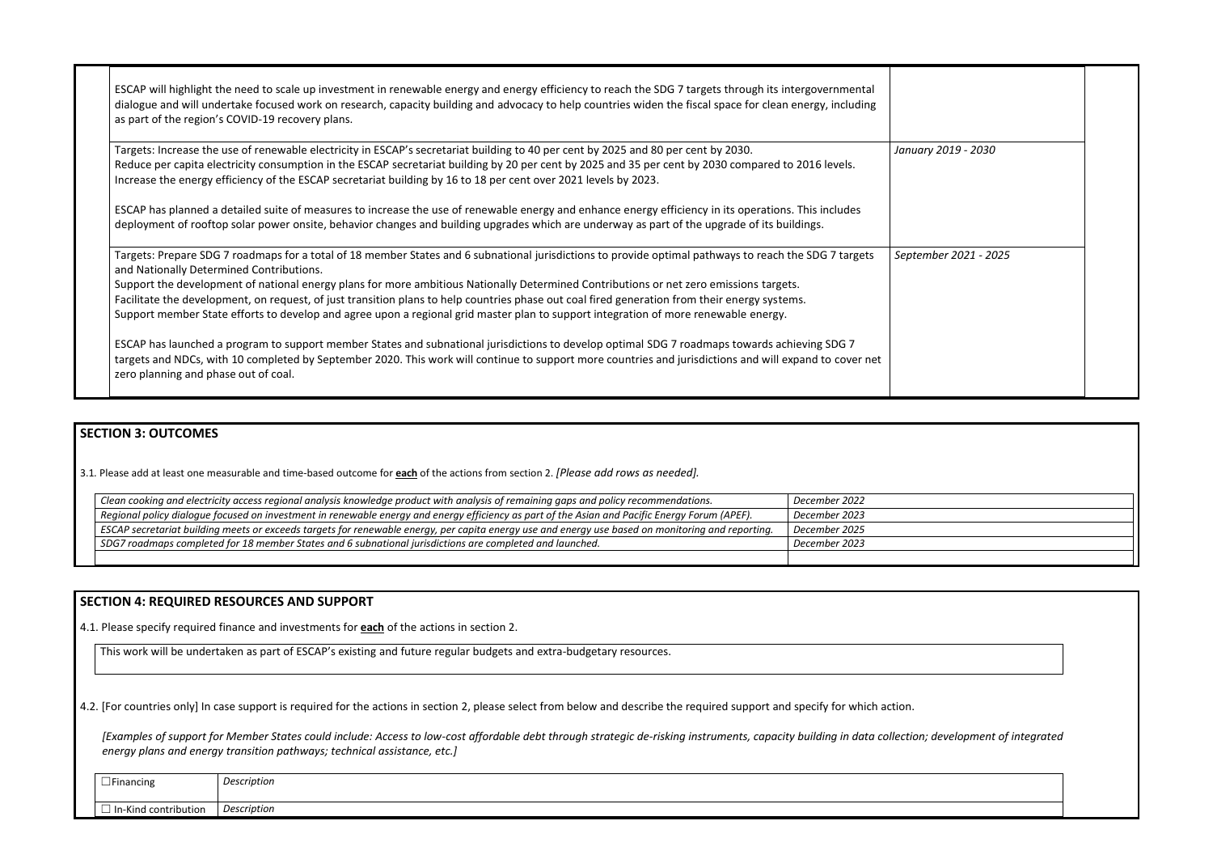| | |
|---|---|
| ESCAP will highlight the need to scale up investment in renewable energy and energy efficiency to reach the SDG 7 targets through its intergovernmental dialogue and will undertake focused work on research, capacity building and advocacy to help countries widen the fiscal space for clean energy, including as part of the region's COVID-19 recovery plans. | |
| Targets: Increase the use of renewable electricity in ESCAP's secretariat building to 40 per cent by 2025 and 80 per cent by 2030.<br>Reduce per capita electricity consumption in the ESCAP secretariat building by 20 per cent by 2025 and 35 per cent by 2030 compared to 2016 levels.<br>Increase the energy efficiency of the ESCAP secretariat building by 16 to 18 per cent over 2021 levels by 2023.<br><br>ESCAP has planned a detailed suite of measures to increase the use of renewable energy and enhance energy efficiency in its operations. This includes deployment of rooftop solar power onsite, behavior changes and building upgrades which are underway as part of the upgrade of its buildings. | *January 2019 - 2030* |
| Targets: Prepare SDG 7 roadmaps for a total of 18 member States and 6 subnational jurisdictions to provide optimal pathways to reach the SDG 7 targets and Nationally Determined Contributions.<br>Support the development of national energy plans for more ambitious Nationally Determined Contributions or net zero emissions targets.<br>Facilitate the development, on request, of just transition plans to help countries phase out coal fired generation from their energy systems.<br>Support member State efforts to develop and agree upon a regional grid master plan to support integration of more renewable energy.<br><br>ESCAP has launched a program to support member States and subnational jurisdictions to develop optimal SDG 7 roadmaps towards achieving SDG 7 targets and NDCs, with 10 completed by September 2020. This work will continue to support more countries and jurisdictions and will expand to cover net zero planning and phase out of coal. | *September 2021 - 2025* |

## SECTION 3: OUTCOMES

3.1. Please add at least one measurable and time-based outcome for **each** of the actions from section 2. *[Please add rows as needed].*

| | |
|---|---|
| *Clean cooking and electricity access regional analysis knowledge product with analysis of remaining gaps and policy recommendations.* | *December 2022* |
| *Regional policy dialogue focused on investment in renewable energy and energy efficiency as part of the Asian and Pacific Energy Forum (APEF).* | *December 2023* |
| *ESCAP secretariat building meets or exceeds targets for renewable energy, per capita energy use and energy use based on monitoring and reporting.* | *December 2025* |
| *SDG7 roadmaps completed for 18 member States and 6 subnational jurisdictions are completed and launched.* | *December 2023* |
| | |

## SECTION 4: REQUIRED RESOURCES AND SUPPORT

4.1. Please specify required finance and investments for **each** of the actions in section 2.

This work will be undertaken as part of ESCAP's existing and future regular budgets and extra-budgetary resources.

4.2. [For countries only] In case support is required for the actions in section 2, please select from below and describe the required support and specify for which action.

*[Examples of support for Member States could include: Access to low-cost affordable debt through strategic de-risking instruments, capacity building in data collection; development of integrated energy plans and energy transition pathways; technical assistance, etc.]*

| | |
|---|---|
| ☐ Financing | *Description* |
| ☐ In-Kind contribution | *Description* |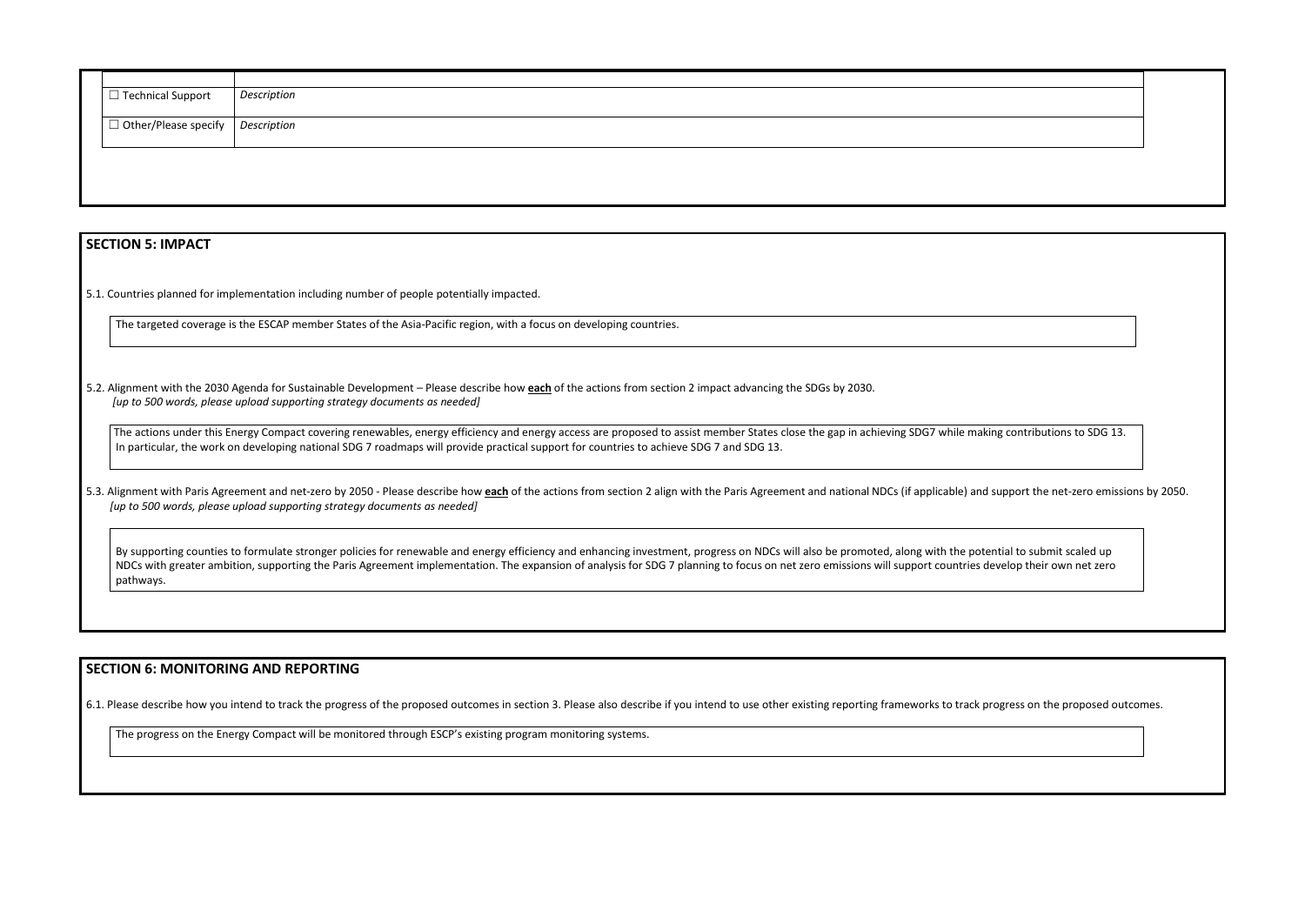| | |
|---|---|
| ☐ Technical Support | *Description* |
| ☐ Other/Please specify | *Description* |

## SECTION 5: IMPACT

5.1. Countries planned for implementation including number of people potentially impacted.

The targeted coverage is the ESCAP member States of the Asia-Pacific region, with a focus on developing countries.

5.2. Alignment with the 2030 Agenda for Sustainable Development – Please describe how **each** of the actions from section 2 impact advancing the SDGs by 2030.
*[up to 500 words, please upload supporting strategy documents as needed]*

The actions under this Energy Compact covering renewables, energy efficiency and energy access are proposed to assist member States close the gap in achieving SDG7 while making contributions to SDG 13. In particular, the work on developing national SDG 7 roadmaps will provide practical support for countries to achieve SDG 7 and SDG 13.

5.3. Alignment with Paris Agreement and net-zero by 2050 - Please describe how **each** of the actions from section 2 align with the Paris Agreement and national NDCs (if applicable) and support the net-zero emissions by 2050.
*[up to 500 words, please upload supporting strategy documents as needed]*

By supporting counties to formulate stronger policies for renewable and energy efficiency and enhancing investment, progress on NDCs will also be promoted, along with the potential to submit scaled up NDCs with greater ambition, supporting the Paris Agreement implementation. The expansion of analysis for SDG 7 planning to focus on net zero emissions will support countries develop their own net zero pathways.

## SECTION 6: MONITORING AND REPORTING

6.1. Please describe how you intend to track the progress of the proposed outcomes in section 3. Please also describe if you intend to use other existing reporting frameworks to track progress on the proposed outcomes.

The progress on the Energy Compact will be monitored through ESCP's existing program monitoring systems.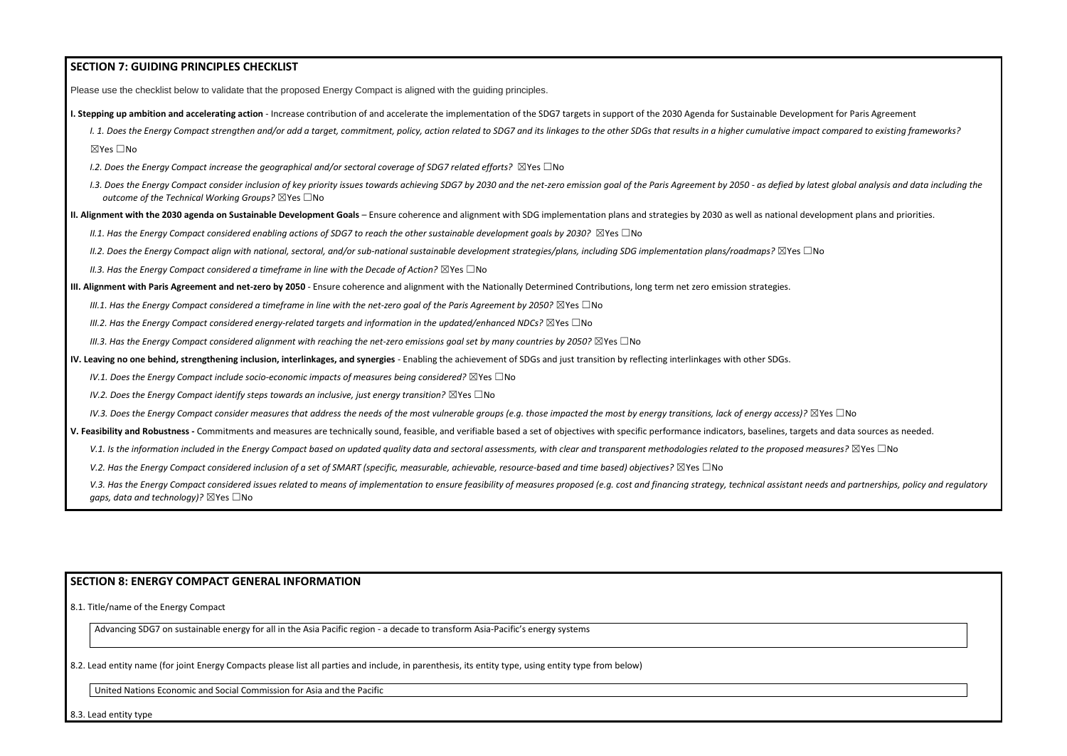## SECTION 7: GUIDING PRINCIPLES CHECKLIST

Please use the checklist below to validate that the proposed Energy Compact is aligned with the guiding principles.

**I. Stepping up ambition and accelerating action** - Increase contribution of and accelerate the implementation of the SDG7 targets in support of the 2030 Agenda for Sustainable Development for Paris Agreement

*I. 1. Does the Energy Compact strengthen and/or add a target, commitment, policy, action related to SDG7 and its linkages to the other SDGs that results in a higher cumulative impact compared to existing frameworks?*

☒Yes ☐No

*I.2. Does the Energy Compact increase the geographical and/or sectoral coverage of SDG7 related efforts?* ☒Yes ☐No

*I.3. Does the Energy Compact consider inclusion of key priority issues towards achieving SDG7 by 2030 and the net-zero emission goal of the Paris Agreement by 2050 - as defied by latest global analysis and data including the outcome of the Technical Working Groups?* ☒Yes ☐No

**II. Alignment with the 2030 agenda on Sustainable Development Goals** – Ensure coherence and alignment with SDG implementation plans and strategies by 2030 as well as national development plans and priorities.

*II.1. Has the Energy Compact considered enabling actions of SDG7 to reach the other sustainable development goals by 2030?* ☒Yes ☐No

*II.2. Does the Energy Compact align with national, sectoral, and/or sub-national sustainable development strategies/plans, including SDG implementation plans/roadmaps?* ☒Yes ☐No

*II.3. Has the Energy Compact considered a timeframe in line with the Decade of Action?* ☒Yes ☐No

**III. Alignment with Paris Agreement and net-zero by 2050** - Ensure coherence and alignment with the Nationally Determined Contributions, long term net zero emission strategies.

*III.1. Has the Energy Compact considered a timeframe in line with the net-zero goal of the Paris Agreement by 2050?* ☒Yes ☐No

*III.2. Has the Energy Compact considered energy-related targets and information in the updated/enhanced NDCs?* ☒Yes ☐No

*III.3. Has the Energy Compact considered alignment with reaching the net-zero emissions goal set by many countries by 2050?* ☒Yes ☐No

**IV. Leaving no one behind, strengthening inclusion, interlinkages, and synergies** - Enabling the achievement of SDGs and just transition by reflecting interlinkages with other SDGs.

*IV.1. Does the Energy Compact include socio-economic impacts of measures being considered?* ☒Yes ☐No

*IV.2. Does the Energy Compact identify steps towards an inclusive, just energy transition?* ☒Yes ☐No

*IV.3. Does the Energy Compact consider measures that address the needs of the most vulnerable groups (e.g. those impacted the most by energy transitions, lack of energy access)?* ☒Yes ☐No

**V. Feasibility and Robustness -** Commitments and measures are technically sound, feasible, and verifiable based a set of objectives with specific performance indicators, baselines, targets and data sources as needed.

*V.1. Is the information included in the Energy Compact based on updated quality data and sectoral assessments, with clear and transparent methodologies related to the proposed measures?* ☒Yes ☐No

*V.2. Has the Energy Compact considered inclusion of a set of SMART (specific, measurable, achievable, resource-based and time based) objectives?* ☒Yes ☐No

*V.3. Has the Energy Compact considered issues related to means of implementation to ensure feasibility of measures proposed (e.g. cost and financing strategy, technical assistant needs and partnerships, policy and regulatory gaps, data and technology)?* ☒Yes ☐No

## SECTION 8: ENERGY COMPACT GENERAL INFORMATION

8.1. Title/name of the Energy Compact

Advancing SDG7 on sustainable energy for all in the Asia Pacific region - a decade to transform Asia-Pacific's energy systems

8.2. Lead entity name (for joint Energy Compacts please list all parties and include, in parenthesis, its entity type, using entity type from below)

United Nations Economic and Social Commission for Asia and the Pacific

8.3. Lead entity type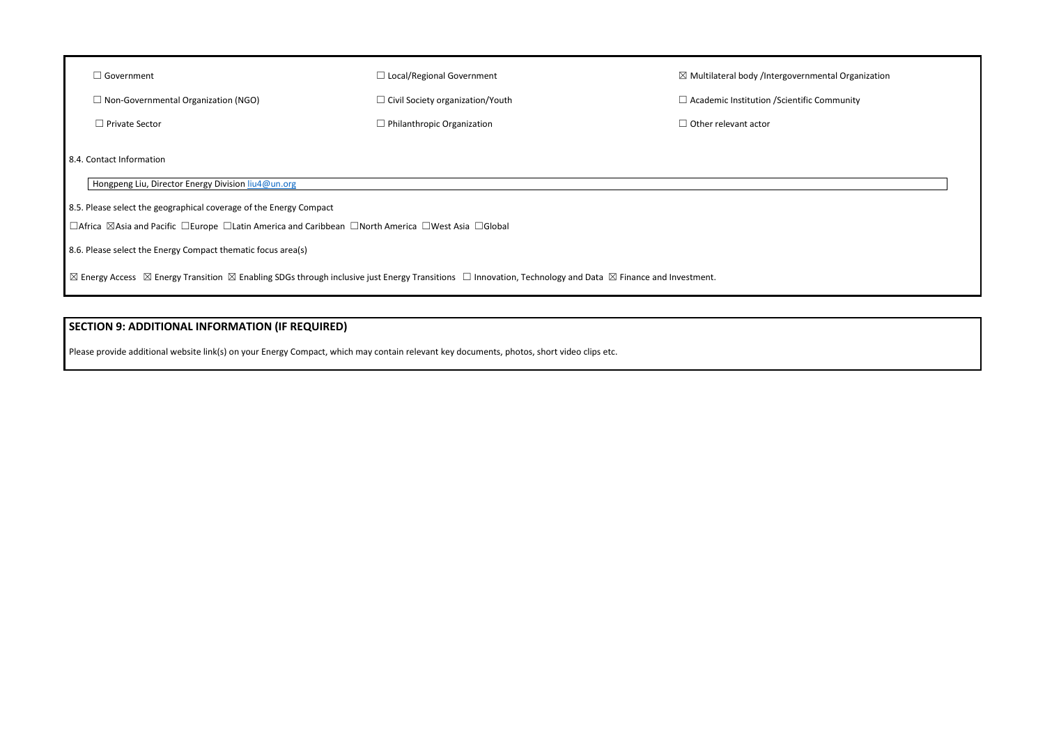☐ Government ☐ Local/Regional Government ☒ Multilateral body /Intergovernmental Organization

☐ Non-Governmental Organization (NGO) ☐ Civil Society organization/Youth ☐ Academic Institution /Scientific Community

☐ Private Sector ☐ Philanthropic Organization ☐ Other relevant actor

8.4. Contact Information

Hongpeng Liu, Director Energy Division liu4@un.org

8.5. Please select the geographical coverage of the Energy Compact

☐Africa ☒Asia and Pacific ☐Europe ☐Latin America and Caribbean ☐North America ☐West Asia ☐Global

8.6. Please select the Energy Compact thematic focus area(s)

☒ Energy Access ☒ Energy Transition ☒ Enabling SDGs through inclusive just Energy Transitions ☐ Innovation, Technology and Data ☒ Finance and Investment.

## SECTION 9: ADDITIONAL INFORMATION (IF REQUIRED)

Please provide additional website link(s) on your Energy Compact, which may contain relevant key documents, photos, short video clips etc.